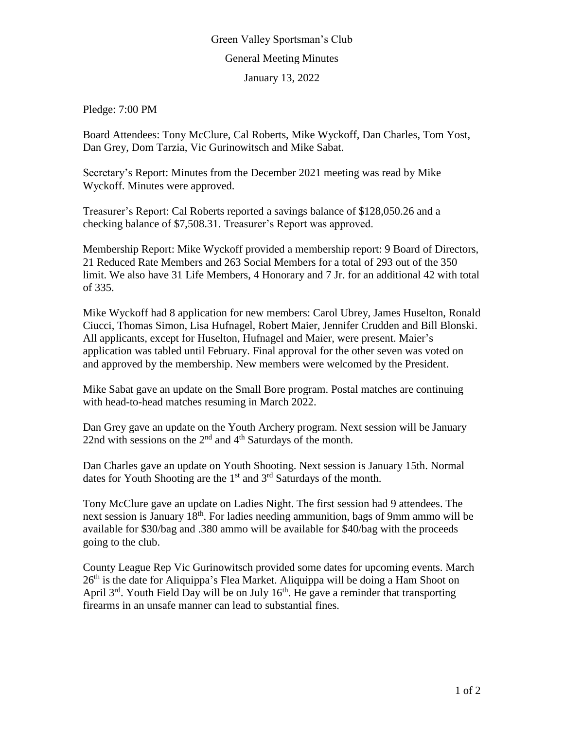Green Valley Sportsman's Club

General Meeting Minutes

January 13, 2022

Pledge: 7:00 PM

Board Attendees: Tony McClure, Cal Roberts, Mike Wyckoff, Dan Charles, Tom Yost, Dan Grey, Dom Tarzia, Vic Gurinowitsch and Mike Sabat.

Secretary's Report: Minutes from the December 2021 meeting was read by Mike Wyckoff. Minutes were approved.

Treasurer's Report: Cal Roberts reported a savings balance of $128,050.26 and a checking balance of $7,508.31. Treasurer's Report was approved.

Membership Report: Mike Wyckoff provided a membership report: 9 Board of Directors, 21 Reduced Rate Members and 263 Social Members for a total of 293 out of the 350 limit. We also have 31 Life Members, 4 Honorary and 7 Jr. for an additional 42 with total of 335.

Mike Wyckoff had 8 application for new members: Carol Ubrey, James Huselton, Ronald Ciucci, Thomas Simon, Lisa Hufnagel, Robert Maier, Jennifer Crudden and Bill Blonski. All applicants, except for Huselton, Hufnagel and Maier, were present. Maier's application was tabled until February. Final approval for the other seven was voted on and approved by the membership. New members were welcomed by the President.

Mike Sabat gave an update on the Small Bore program. Postal matches are continuing with head-to-head matches resuming in March 2022.

Dan Grey gave an update on the Youth Archery program. Next session will be January 22nd with sessions on the 2nd and 4th Saturdays of the month.

Dan Charles gave an update on Youth Shooting. Next session is January 15th. Normal dates for Youth Shooting are the 1st and 3rd Saturdays of the month.

Tony McClure gave an update on Ladies Night. The first session had 9 attendees. The next session is January 18th. For ladies needing ammunition, bags of 9mm ammo will be available for $30/bag and .380 ammo will be available for $40/bag with the proceeds going to the club.

County League Rep Vic Gurinowitsch provided some dates for upcoming events. March 26th is the date for Aliquippa's Flea Market. Aliquippa will be doing a Ham Shoot on April 3rd. Youth Field Day will be on July 16th. He gave a reminder that transporting firearms in an unsafe manner can lead to substantial fines.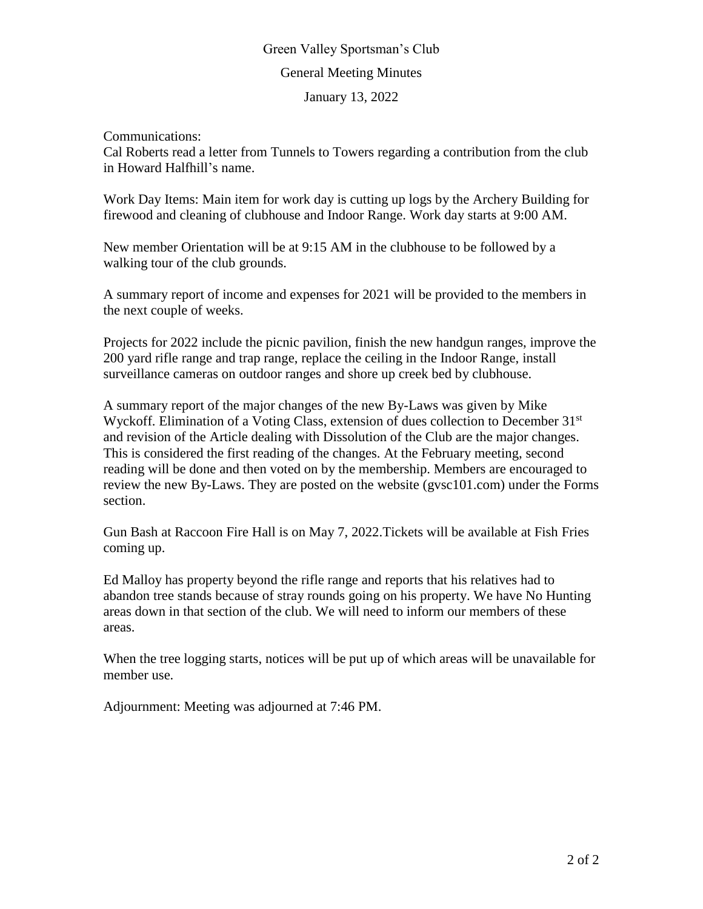Green Valley Sportsman's Club

General Meeting Minutes

January 13, 2022

Communications:
Cal Roberts read a letter from Tunnels to Towers regarding a contribution from the club in Howard Halfhill's name.

Work Day Items: Main item for work day is cutting up logs by the Archery Building for firewood and cleaning of clubhouse and Indoor Range. Work day starts at 9:00 AM.

New member Orientation will be at 9:15 AM in the clubhouse to be followed by a walking tour of the club grounds.

A summary report of income and expenses for 2021 will be provided to the members in the next couple of weeks.

Projects for 2022 include the picnic pavilion, finish the new handgun ranges, improve the 200 yard rifle range and trap range, replace the ceiling in the Indoor Range, install surveillance cameras on outdoor ranges and shore up creek bed by clubhouse.

A summary report of the major changes of the new By-Laws was given by Mike Wyckoff. Elimination of a Voting Class, extension of dues collection to December 31st and revision of the Article dealing with Dissolution of the Club are the major changes. This is considered the first reading of the changes. At the February meeting, second reading will be done and then voted on by the membership. Members are encouraged to review the new By-Laws. They are posted on the website (gvsc101.com) under the Forms section.

Gun Bash at Raccoon Fire Hall is on May 7, 2022.Tickets will be available at Fish Fries coming up.

Ed Malloy has property beyond the rifle range and reports that his relatives had to abandon tree stands because of stray rounds going on his property. We have No Hunting areas down in that section of the club. We will need to inform our members of these areas.

When the tree logging starts, notices will be put up of which areas will be unavailable for member use.

Adjournment: Meeting was adjourned at 7:46 PM.